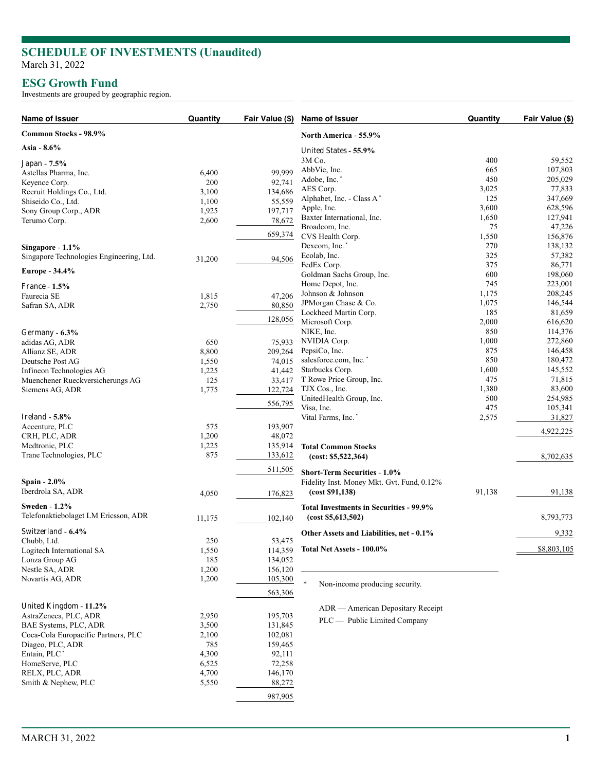# SCHEDULE OF INVESTMENTS (Unaudited)

March 31, 2022

## ESG Growth Fund

Investments are grouped by geographic region.

| Name of Issuer | Quantity | Fair Value ($) |
|---|---|---|
| **Common Stocks - 98.9%** | | |
| **Asia - 8.6%** | | |
| Japan - **7.5%** | | |
| Astellas Pharma, Inc. | 6,400 | 99,999 |
| Keyence Corp. | 200 | 92,741 |
| Recruit Holdings Co., Ltd. | 3,100 | 134,686 |
| Shiseido Co., Ltd. | 1,100 | 55,559 |
| Sony Group Corp., ADR | 1,925 | 197,717 |
| Terumo Corp. | 2,600 | 78,672 |
| | | 659,374 |
| **Singapore - 1.1%** | | |
| Singapore Technologies Engineering, Ltd. | 31,200 | 94,506 |
| **Europe - 34.4%** | | |
| France - **1.5%** | | |
| Faurecia SE | 1,815 | 47,206 |
| Safran SA, ADR | 2,750 | 80,850 |
| | | 128,056 |
| Germany - **6.3%** | | |
| adidas AG, ADR | 650 | 75,933 |
| Allianz SE, ADR | 8,800 | 209,264 |
| Deutsche Post AG | 1,550 | 74,015 |
| Infineon Technologies AG | 1,225 | 41,442 |
| Muenchener Rueckversicherungs AG | 125 | 33,417 |
| Siemens AG, ADR | 1,775 | 122,724 |
| | | 556,795 |
| Ireland - **5.8%** | | |
| Accenture, PLC | 575 | 193,907 |
| CRH, PLC, ADR | 1,200 | 48,072 |
| Medtronic, PLC | 1,225 | 135,914 |
| Trane Technologies, PLC | 875 | 133,612 |
| | | 511,505 |
| **Spain - 2.0%** | | |
| Iberdrola SA, ADR | 4,050 | 176,823 |
| **Sweden - 1.2%** | | |
| Telefonaktiebolaget LM Ericsson, ADR | 11,175 | 102,140 |
| Switzerland - **6.4%** | | |
| Chubb, Ltd. | 250 | 53,475 |
| Logitech International SA | 1,550 | 114,359 |
| Lonza Group AG | 185 | 134,052 |
| Nestle SA, ADR | 1,200 | 156,120 |
| Novartis AG, ADR | 1,200 | 105,300 |
| | | 563,306 |
| United Kingdom - **11.2%** | | |
| AstraZeneca, PLC, ADR | 2,950 | 195,703 |
| BAE Systems, PLC, ADR | 3,500 | 131,845 |
| Coca-Cola Europacific Partners, PLC | 2,100 | 102,081 |
| Diageo, PLC, ADR | 785 | 159,465 |
| Entain, PLC* | 4,300 | 92,111 |
| HomeServe, PLC | 6,525 | 72,258 |
| RELX, PLC, ADR | 4,700 | 146,170 |
| Smith & Nephew, PLC | 5,550 | 88,272 |
| | | 987,905 |
| **North America - 55.9%** | | |
| United States - **55.9%** | | |
| 3M Co. | 400 | 59,552 |
| AbbVie, Inc. | 665 | 107,803 |
| Adobe, Inc.* | 450 | 205,029 |
| AES Corp. | 3,025 | 77,833 |
| Alphabet, Inc. - Class A* | 125 | 347,669 |
| Apple, Inc. | 3,600 | 628,596 |
| Baxter International, Inc. | 1,650 | 127,941 |
| Broadcom, Inc. | 75 | 47,226 |
| CVS Health Corp. | 1,550 | 156,876 |
| Dexcom, Inc.* | 270 | 138,132 |
| Ecolab, Inc. | 325 | 57,382 |
| FedEx Corp. | 375 | 86,771 |
| Goldman Sachs Group, Inc. | 600 | 198,060 |
| Home Depot, Inc. | 745 | 223,001 |
| Johnson & Johnson | 1,175 | 208,245 |
| JPMorgan Chase & Co. | 1,075 | 146,544 |
| Lockheed Martin Corp. | 185 | 81,659 |
| Microsoft Corp. | 2,000 | 616,620 |
| NIKE, Inc. | 850 | 114,376 |
| NVIDIA Corp. | 1,000 | 272,860 |
| PepsiCo, Inc. | 875 | 146,458 |
| salesforce.com, Inc.* | 850 | 180,472 |
| Starbucks Corp. | 1,600 | 145,552 |
| T Rowe Price Group, Inc. | 475 | 71,815 |
| TJX Cos., Inc. | 1,380 | 83,600 |
| UnitedHealth Group, Inc. | 500 | 254,985 |
| Visa, Inc. | 475 | 105,341 |
| Vital Farms, Inc.* | 2,575 | 31,827 |
| | | 4,922,225 |
| **Total Common Stocks (cost: $5,522,364)** | | 8,702,635 |
| **Short-Term Securities - 1.0%** | | |
| Fidelity Inst. Money Mkt. Gvt. Fund, 0.12% **(cost $91,138)** | 91,138 | 91,138 |
| **Total Investments in Securities - 99.9% (cost $5,613,502)** | | 8,793,773 |
| **Other Assets and Liabilities, net - 0.1%** | | 9,332 |
| **Total Net Assets - 100.0%** | | $8,803,105 |

\* Non-income producing security.

ADR — American Depositary Receipt

PLC — Public Limited Company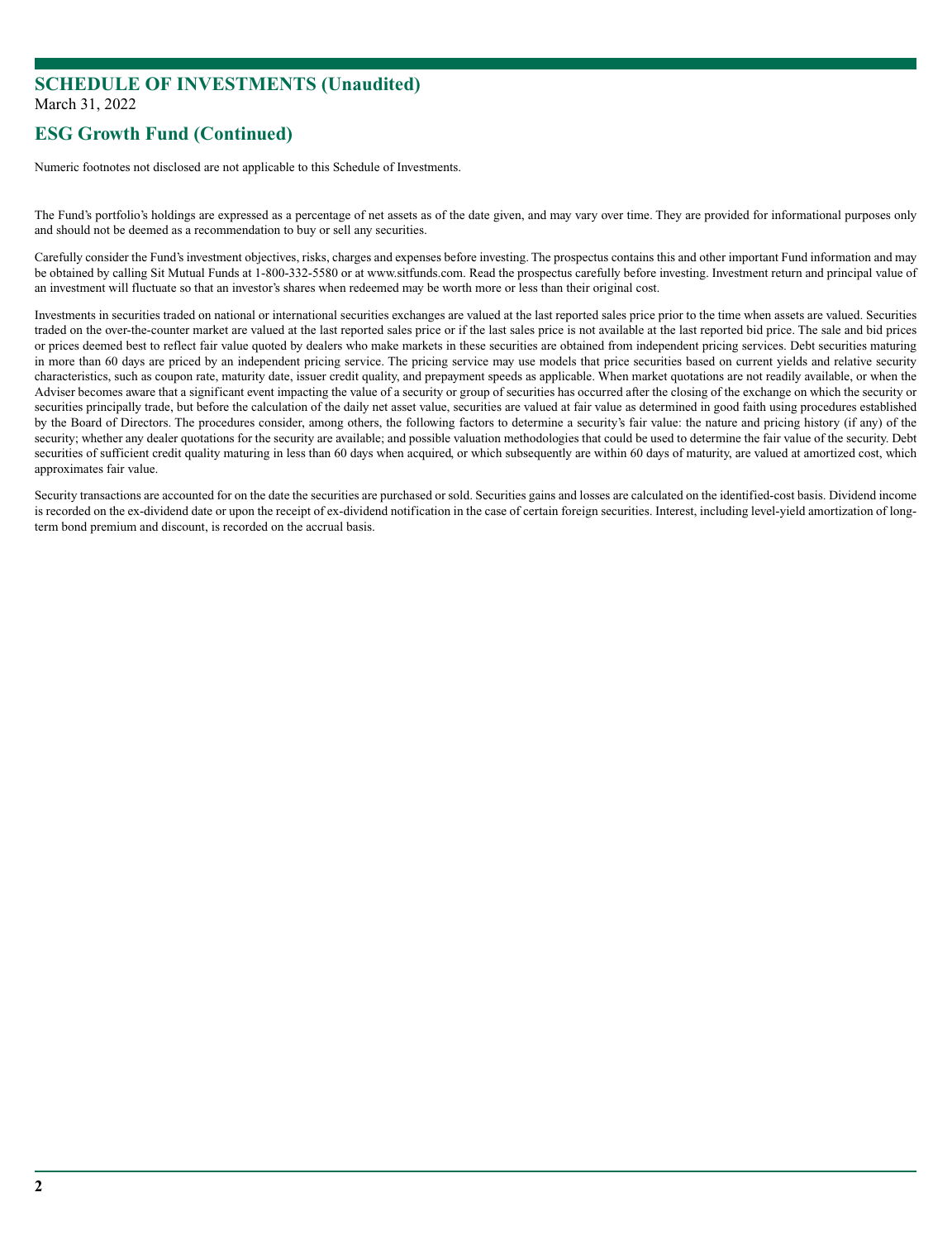# SCHEDULE OF INVESTMENTS (Unaudited)

March 31, 2022

## ESG Growth Fund (Continued)

Numeric footnotes not disclosed are not applicable to this Schedule of Investments.

The Fund's portfolio's holdings are expressed as a percentage of net assets as of the date given, and may vary over time. They are provided for informational purposes only and should not be deemed as a recommendation to buy or sell any securities.

Carefully consider the Fund's investment objectives, risks, charges and expenses before investing. The prospectus contains this and other important Fund information and may be obtained by calling Sit Mutual Funds at 1-800-332-5580 or at www.sitfunds.com. Read the prospectus carefully before investing. Investment return and principal value of an investment will fluctuate so that an investor's shares when redeemed may be worth more or less than their original cost.

Investments in securities traded on national or international securities exchanges are valued at the last reported sales price prior to the time when assets are valued. Securities traded on the over-the-counter market are valued at the last reported sales price or if the last sales price is not available at the last reported bid price. The sale and bid prices or prices deemed best to reflect fair value quoted by dealers who make markets in these securities are obtained from independent pricing services. Debt securities maturing in more than 60 days are priced by an independent pricing service. The pricing service may use models that price securities based on current yields and relative security characteristics, such as coupon rate, maturity date, issuer credit quality, and prepayment speeds as applicable. When market quotations are not readily available, or when the Adviser becomes aware that a significant event impacting the value of a security or group of securities has occurred after the closing of the exchange on which the security or securities principally trade, but before the calculation of the daily net asset value, securities are valued at fair value as determined in good faith using procedures established by the Board of Directors. The procedures consider, among others, the following factors to determine a security's fair value: the nature and pricing history (if any) of the security; whether any dealer quotations for the security are available; and possible valuation methodologies that could be used to determine the fair value of the security. Debt securities of sufficient credit quality maturing in less than 60 days when acquired, or which subsequently are within 60 days of maturity, are valued at amortized cost, which approximates fair value.

Security transactions are accounted for on the date the securities are purchased or sold. Securities gains and losses are calculated on the identified-cost basis. Dividend income is recorded on the ex-dividend date or upon the receipt of ex-dividend notification in the case of certain foreign securities. Interest, including level-yield amortization of long-term bond premium and discount, is recorded on the accrual basis.